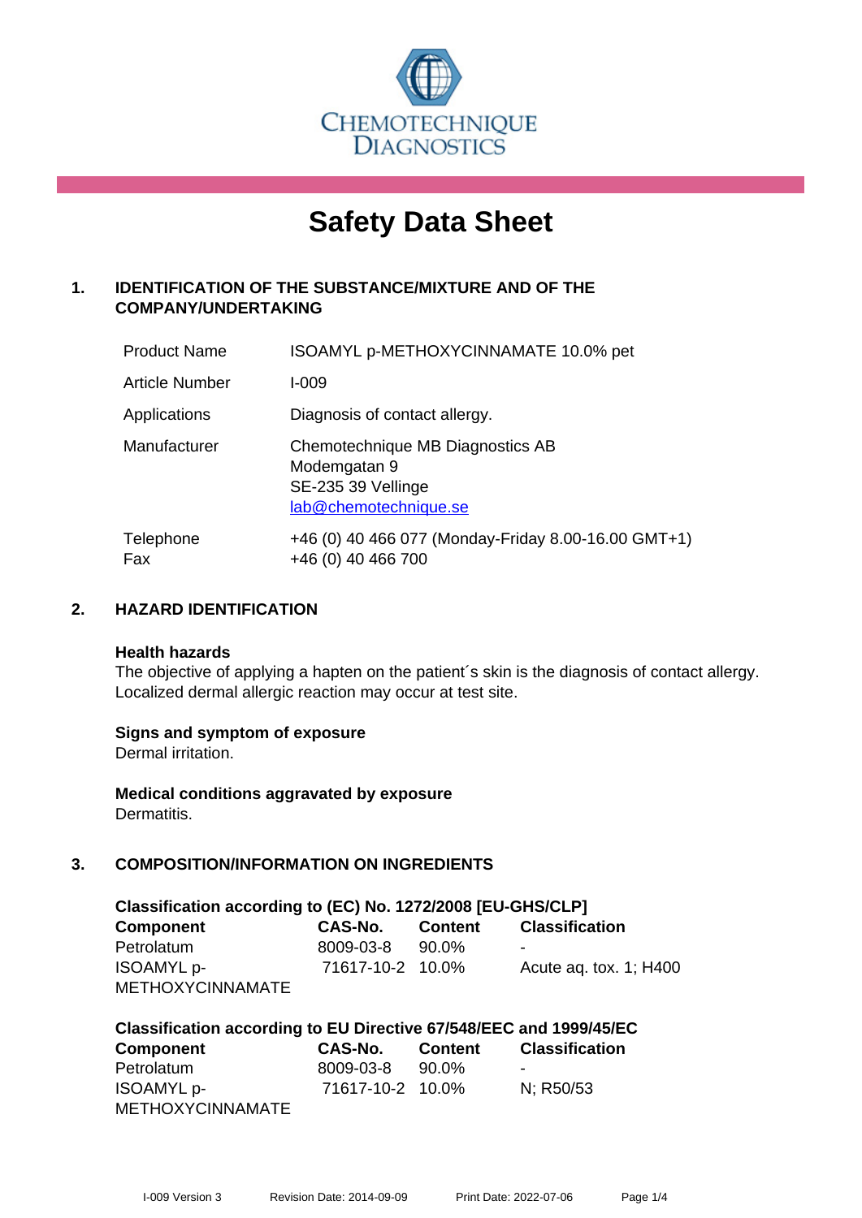CHEMOTECHNIQUE DIAGNOSTICS

# Safety Data Sheet

## 1. IDENTIFICATION OF THE SUBSTANCE/MIXTURE AND OF THE COMPANY/UNDERTAKING

| | |
|---|---|
| Product Name | ISOAMYL p-METHOXYCINNAMATE 10.0% pet |
| Article Number | I-009 |
| Applications | Diagnosis of contact allergy. |
| Manufacturer | Chemotechnique MB Diagnostics AB<br>Modemgatan 9<br>SE-235 39 Vellinge<br>lab@chemotechnique.se |
| Telephone<br>Fax | +46 (0) 40 466 077 (Monday-Friday 8.00-16.00 GMT+1)<br>+46 (0) 40 466 700 |

## 2. HAZARD IDENTIFICATION

**Health hazards**
The objective of applying a hapten on the patient´s skin is the diagnosis of contact allergy. Localized dermal allergic reaction may occur at test site.

**Signs and symptom of exposure**
Dermal irritation.

**Medical conditions aggravated by exposure**
Dermatitis.

## 3. COMPOSITION/INFORMATION ON INGREDIENTS

**Classification according to (EC) No. 1272/2008 [EU-GHS/CLP]**

| Component | CAS-No. | Content | Classification |
|---|---|---|---|
| Petrolatum | 8009-03-8 | 90.0% | - |
| ISOAMYL p-METHOXYCINNAMATE | 71617-10-2 | 10.0% | Acute aq. tox. 1; H400 |

**Classification according to EU Directive 67/548/EEC and 1999/45/EC**

| Component | CAS-No. | Content | Classification |
|---|---|---|---|
| Petrolatum | 8009-03-8 | 90.0% | - |
| ISOAMYL p-METHOXYCINNAMATE | 71617-10-2 | 10.0% | N; R50/53 |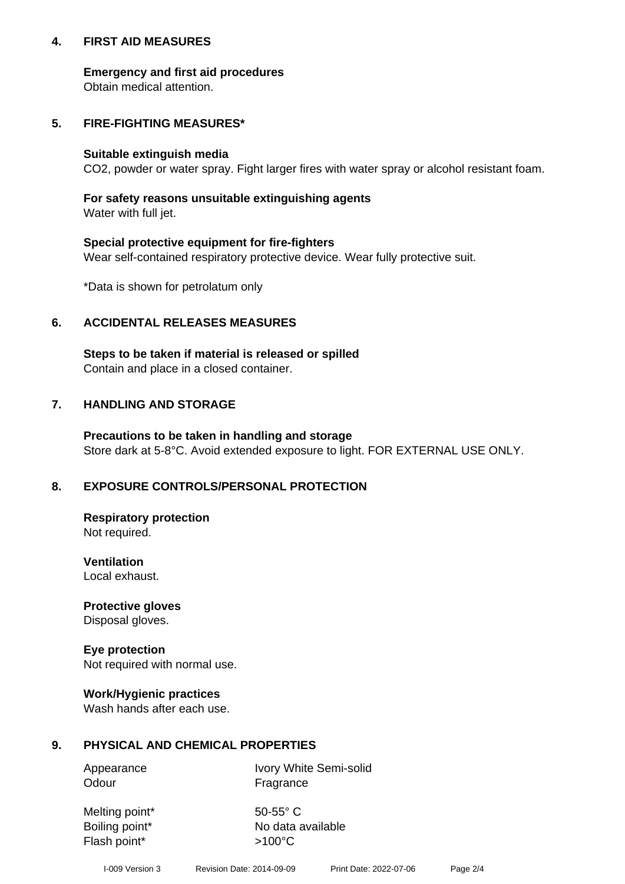## 4. FIRST AID MEASURES

**Emergency and first aid procedures**
Obtain medical attention.

## 5. FIRE-FIGHTING MEASURES*

**Suitable extinguish media**
$CO_2$, powder or water spray. Fight larger fires with water spray or alcohol resistant foam.

**For safety reasons unsuitable extinguishing agents**
Water with full jet.

**Special protective equipment for fire-fighters**
Wear self-contained respiratory protective device. Wear fully protective suit.

*Data is shown for petrolatum only

## 6. ACCIDENTAL RELEASES MEASURES

**Steps to be taken if material is released or spilled**
Contain and place in a closed container.

## 7. HANDLING AND STORAGE

**Precautions to be taken in handling and storage**
Store dark at 5-8°C. Avoid extended exposure to light. FOR EXTERNAL USE ONLY.

## 8. EXPOSURE CONTROLS/PERSONAL PROTECTION

**Respiratory protection**
Not required.

**Ventilation**
Local exhaust.

**Protective gloves**
Disposal gloves.

**Eye protection**
Not required with normal use.

**Work/Hygienic practices**
Wash hands after each use.

## 9. PHYSICAL AND CHEMICAL PROPERTIES

| | |
|---|---|
| Appearance | Ivory White Semi-solid |
| Odour | Fragrance |
| Melting point* | 50-55° C |
| Boiling point* | No data available |
| Flash point* | >100°C |

I-009 Version 3 Revision Date: 2014-09-09 Print Date: 2022-07-06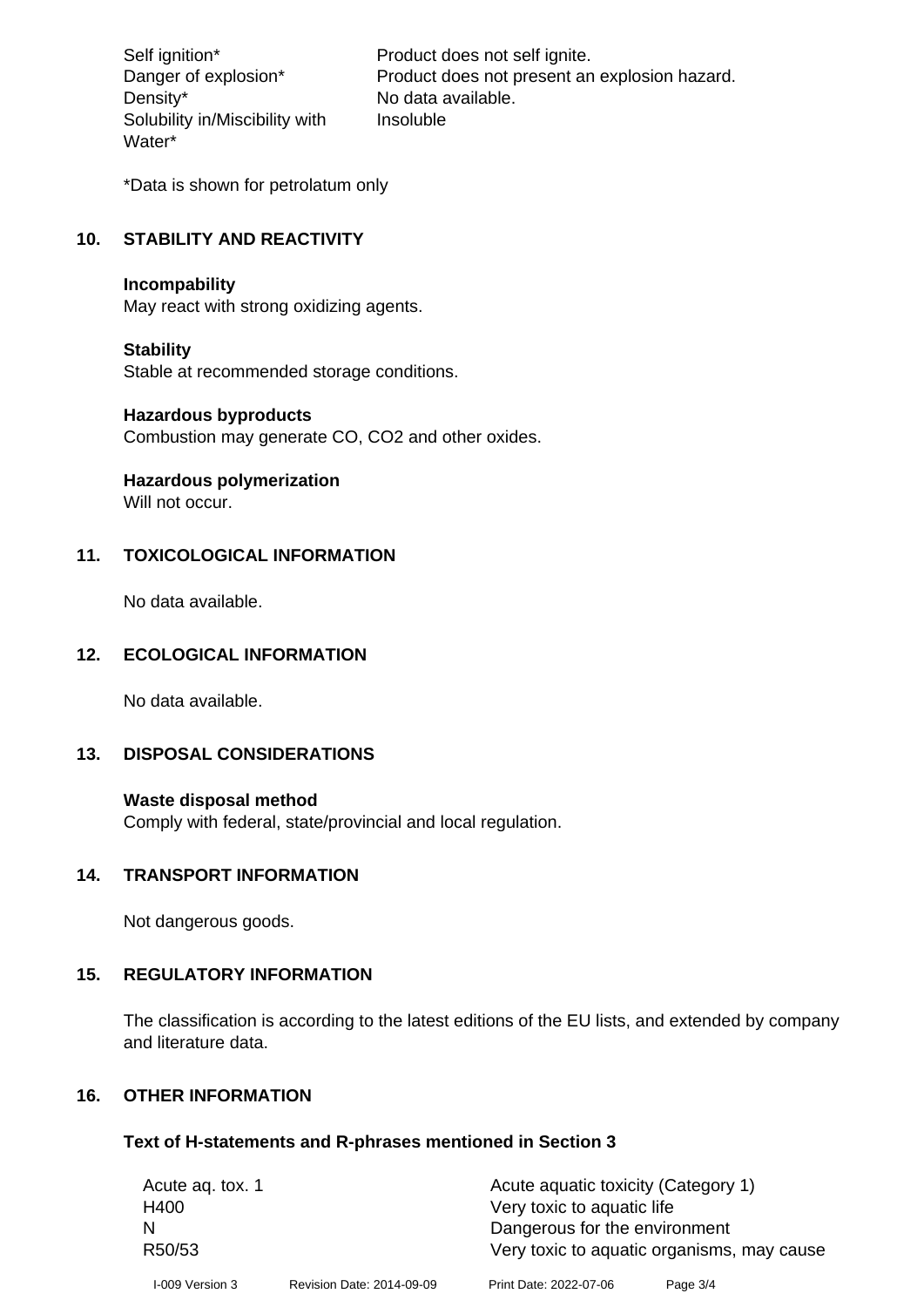| | |
|---|---|
| Self ignition* | Product does not self ignite. |
| Danger of explosion* | Product does not present an explosion hazard. |
| Density* | No data available. |
| Solubility in/Miscibility with Water* | Insoluble |

*Data is shown for petrolatum only

## 10. STABILITY AND REACTIVITY

**Incompability**
May react with strong oxidizing agents.

**Stability**
Stable at recommended storage conditions.

**Hazardous byproducts**
Combustion may generate CO, $CO_2$ and other oxides.

**Hazardous polymerization**
Will not occur.

## 11. TOXICOLOGICAL INFORMATION

No data available.

## 12. ECOLOGICAL INFORMATION

No data available.

## 13. DISPOSAL CONSIDERATIONS

**Waste disposal method**
Comply with federal, state/provincial and local regulation.

## 14. TRANSPORT INFORMATION

Not dangerous goods.

## 15. REGULATORY INFORMATION

The classification is according to the latest editions of the EU lists, and extended by company and literature data.

## 16. OTHER INFORMATION

### Text of H-statements and R-phrases mentioned in Section 3

| | |
|---|---|
| Acute aq. tox. 1 | Acute aquatic toxicity (Category 1) |
| H400 | Very toxic to aquatic life |
| N | Dangerous for the environment |
| R50/53 | Very toxic to aquatic organisms, may cause |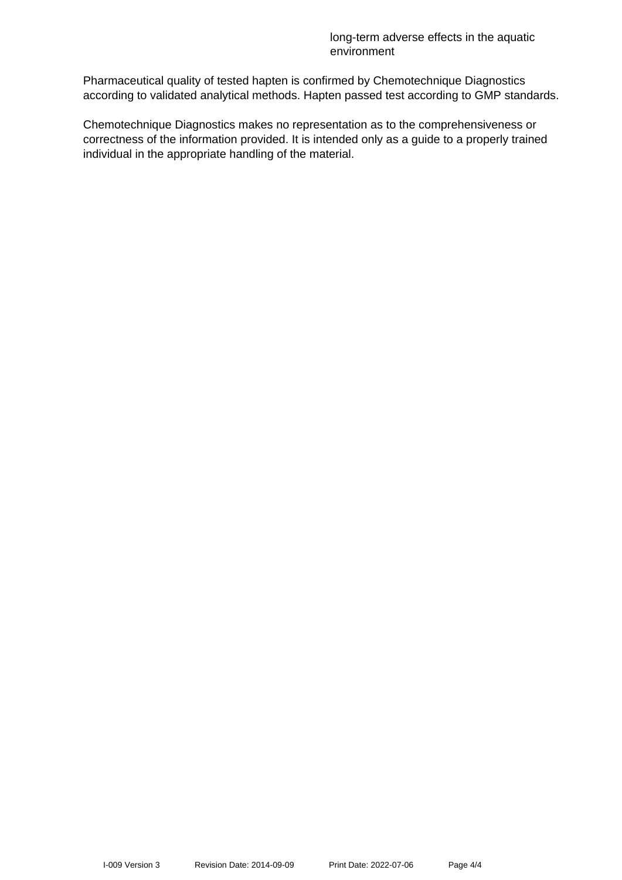long-term adverse effects in the aquatic environment

Pharmaceutical quality of tested hapten is confirmed by Chemotechnique Diagnostics according to validated analytical methods. Hapten passed test according to GMP standards.

Chemotechnique Diagnostics makes no representation as to the comprehensiveness or correctness of the information provided. It is intended only as a guide to a properly trained individual in the appropriate handling of the material.